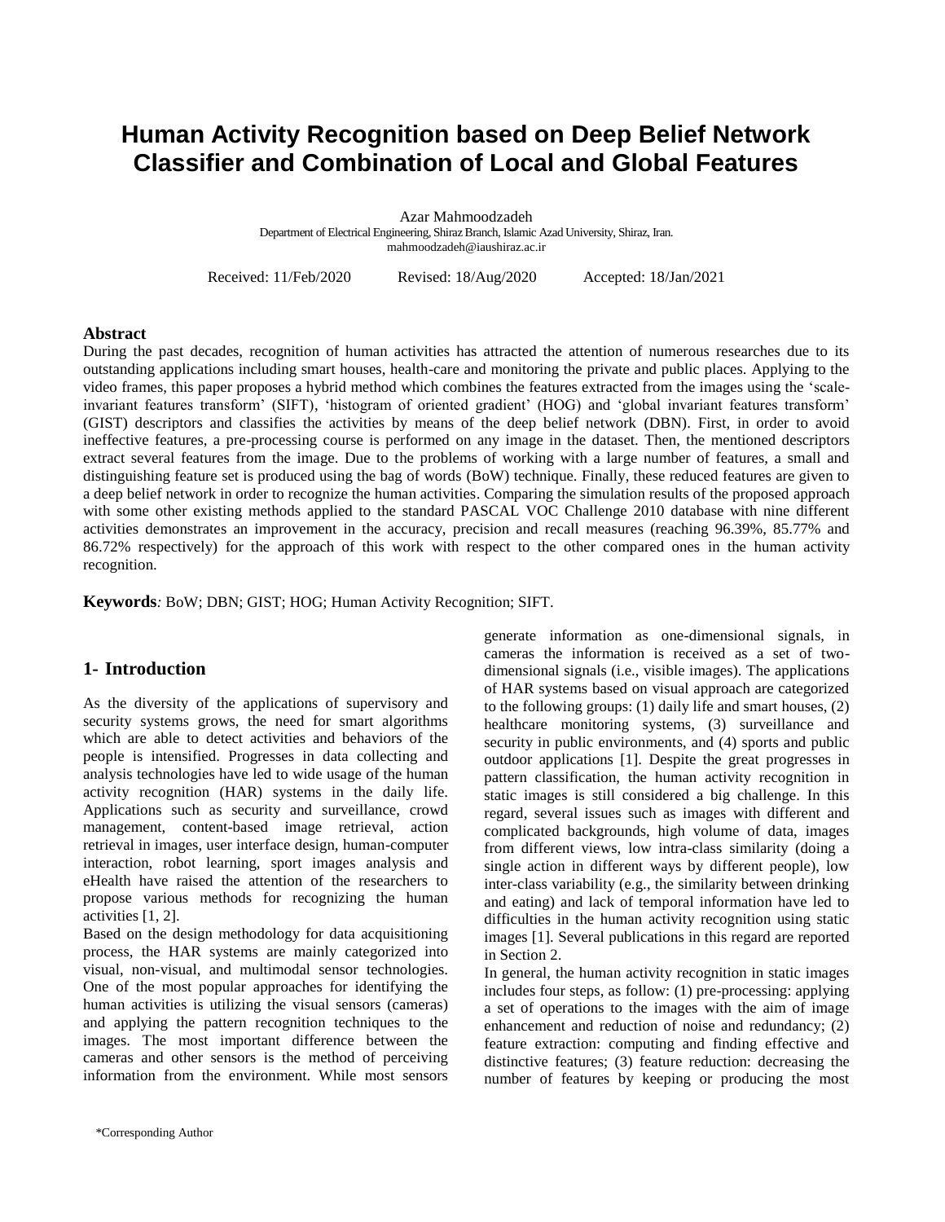# Human Activity Recognition based on Deep Belief Network Classifier and Combination of Local and Global Features

Azar Mahmoodzadeh
Department of Electrical Engineering, Shiraz Branch, Islamic Azad University, Shiraz, Iran.
mahmoodzadeh@iaushiraz.ac.ir

Received: 11/Feb/2020 Revised: 18/Aug/2020 Accepted: 18/Jan/2021

## Abstract

During the past decades, recognition of human activities has attracted the attention of numerous researches due to its outstanding applications including smart houses, health-care and monitoring the private and public places. Applying to the video frames, this paper proposes a hybrid method which combines the features extracted from the images using the 'scale-invariant features transform' (SIFT), 'histogram of oriented gradient' (HOG) and 'global invariant features transform' (GIST) descriptors and classifies the activities by means of the deep belief network (DBN). First, in order to avoid ineffective features, a pre-processing course is performed on any image in the dataset. Then, the mentioned descriptors extract several features from the image. Due to the problems of working with a large number of features, a small and distinguishing feature set is produced using the bag of words (BoW) technique. Finally, these reduced features are given to a deep belief network in order to recognize the human activities. Comparing the simulation results of the proposed approach with some other existing methods applied to the standard PASCAL VOC Challenge 2010 database with nine different activities demonstrates an improvement in the accuracy, precision and recall measures (reaching 96.39%, 85.77% and 86.72% respectively) for the approach of this work with respect to the other compared ones in the human activity recognition.

**Keywords***:* BoW; DBN; GIST; HOG; Human Activity Recognition; SIFT.

## 1- Introduction

As the diversity of the applications of supervisory and security systems grows, the need for smart algorithms which are able to detect activities and behaviors of the people is intensified. Progresses in data collecting and analysis technologies have led to wide usage of the human activity recognition (HAR) systems in the daily life. Applications such as security and surveillance, crowd management, content-based image retrieval, action retrieval in images, user interface design, human-computer interaction, robot learning, sport images analysis and eHealth have raised the attention of the researchers to propose various methods for recognizing the human activities [1, 2].

Based on the design methodology for data acquisitioning process, the HAR systems are mainly categorized into visual, non-visual, and multimodal sensor technologies. One of the most popular approaches for identifying the human activities is utilizing the visual sensors (cameras) and applying the pattern recognition techniques to the images. The most important difference between the cameras and other sensors is the method of perceiving information from the environment. While most sensors generate information as one-dimensional signals, in cameras the information is received as a set of two-dimensional signals (i.e., visible images). The applications of HAR systems based on visual approach are categorized to the following groups: (1) daily life and smart houses, (2) healthcare monitoring systems, (3) surveillance and security in public environments, and (4) sports and public outdoor applications [1]. Despite the great progresses in pattern classification, the human activity recognition in static images is still considered a big challenge. In this regard, several issues such as images with different and complicated backgrounds, high volume of data, images from different views, low intra-class similarity (doing a single action in different ways by different people), low inter-class variability (e.g., the similarity between drinking and eating) and lack of temporal information have led to difficulties in the human activity recognition using static images [1]. Several publications in this regard are reported in Section 2.

In general, the human activity recognition in static images includes four steps, as follow: (1) pre-processing: applying a set of operations to the images with the aim of image enhancement and reduction of noise and redundancy; (2) feature extraction: computing and finding effective and distinctive features; (3) feature reduction: decreasing the number of features by keeping or producing the most

*Corresponding Author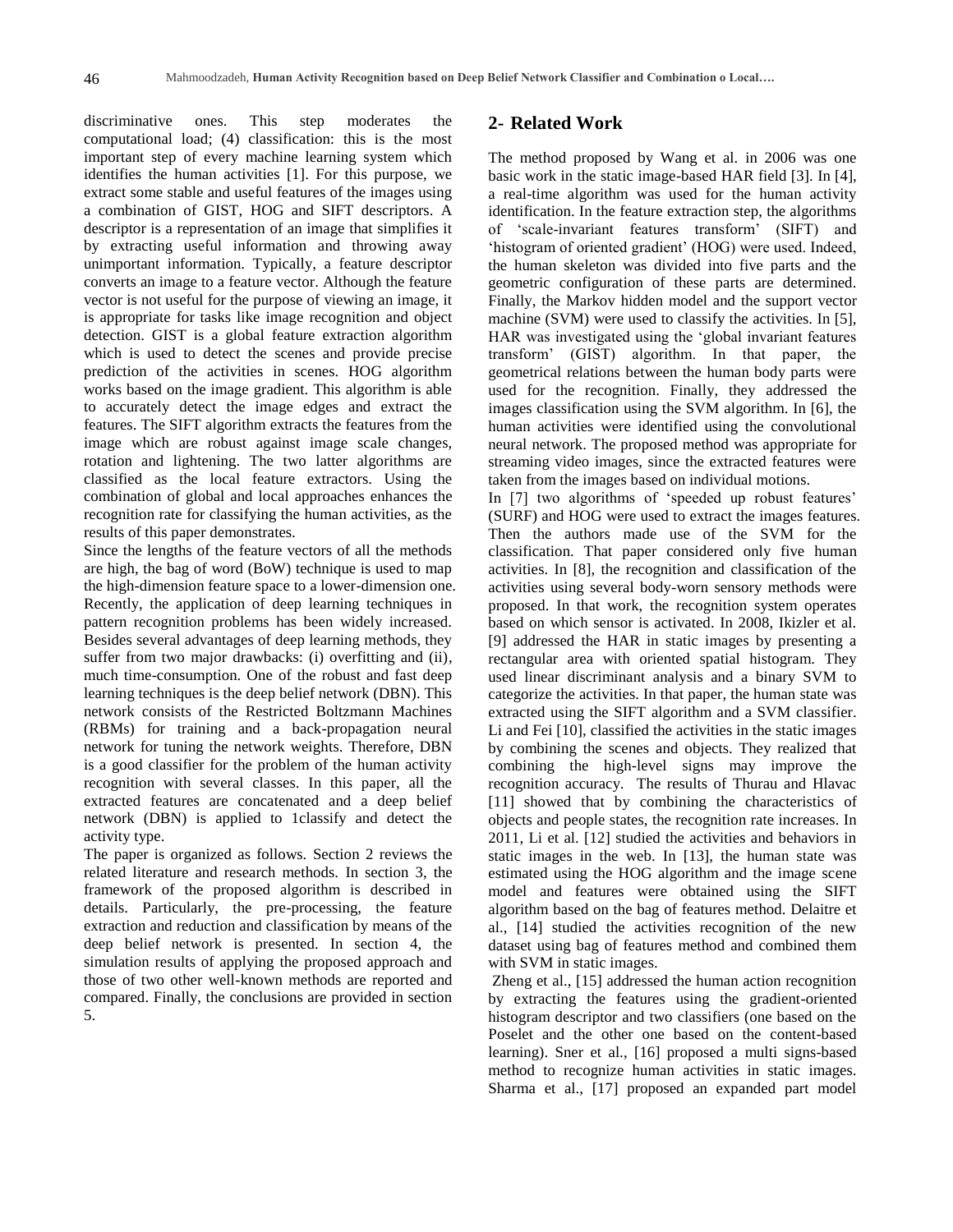discriminative ones. This step moderates the computational load; (4) classification: this is the most important step of every machine learning system which identifies the human activities [1]. For this purpose, we extract some stable and useful features of the images using a combination of GIST, HOG and SIFT descriptors. A descriptor is a representation of an image that simplifies it by extracting useful information and throwing away unimportant information. Typically, a feature descriptor converts an image to a feature vector. Although the feature vector is not useful for the purpose of viewing an image, it is appropriate for tasks like image recognition and object detection. GIST is a global feature extraction algorithm which is used to detect the scenes and provide precise prediction of the activities in scenes. HOG algorithm works based on the image gradient. This algorithm is able to accurately detect the image edges and extract the features. The SIFT algorithm extracts the features from the image which are robust against image scale changes, rotation and lightening. The two latter algorithms are classified as the local feature extractors. Using the combination of global and local approaches enhances the recognition rate for classifying the human activities, as the results of this paper demonstrates.

Since the lengths of the feature vectors of all the methods are high, the bag of word (BoW) technique is used to map the high-dimension feature space to a lower-dimension one. Recently, the application of deep learning techniques in pattern recognition problems has been widely increased. Besides several advantages of deep learning methods, they suffer from two major drawbacks: (i) overfitting and (ii), much time-consumption. One of the robust and fast deep learning techniques is the deep belief network (DBN). This network consists of the Restricted Boltzmann Machines (RBMs) for training and a back-propagation neural network for tuning the network weights. Therefore, DBN is a good classifier for the problem of the human activity recognition with several classes. In this paper, all the extracted features are concatenated and a deep belief network (DBN) is applied to 1classify and detect the activity type.

The paper is organized as follows. Section 2 reviews the related literature and research methods. In section 3, the framework of the proposed algorithm is described in details. Particularly, the pre-processing, the feature extraction and reduction and classification by means of the deep belief network is presented. In section 4, the simulation results of applying the proposed approach and those of two other well-known methods are reported and compared. Finally, the conclusions are provided in section 5.

## 2- Related Work

The method proposed by Wang et al. in 2006 was one basic work in the static image-based HAR field [3]. In [4], a real-time algorithm was used for the human activity identification. In the feature extraction step, the algorithms of 'scale-invariant features transform' (SIFT) and 'histogram of oriented gradient' (HOG) were used. Indeed, the human skeleton was divided into five parts and the geometric configuration of these parts are determined. Finally, the Markov hidden model and the support vector machine (SVM) were used to classify the activities. In [5], HAR was investigated using the 'global invariant features transform' (GIST) algorithm. In that paper, the geometrical relations between the human body parts were used for the recognition. Finally, they addressed the images classification using the SVM algorithm. In [6], the human activities were identified using the convolutional neural network. The proposed method was appropriate for streaming video images, since the extracted features were taken from the images based on individual motions.

In [7] two algorithms of 'speeded up robust features' (SURF) and HOG were used to extract the images features. Then the authors made use of the SVM for the classification. That paper considered only five human activities. In [8], the recognition and classification of the activities using several body-worn sensory methods were proposed. In that work, the recognition system operates based on which sensor is activated. In 2008, Ikizler et al. [9] addressed the HAR in static images by presenting a rectangular area with oriented spatial histogram. They used linear discriminant analysis and a binary SVM to categorize the activities. In that paper, the human state was extracted using the SIFT algorithm and a SVM classifier. Li and Fei [10], classified the activities in the static images by combining the scenes and objects. They realized that combining the high-level signs may improve the recognition accuracy. The results of Thurau and Hlavac [11] showed that by combining the characteristics of objects and people states, the recognition rate increases. In 2011, Li et al. [12] studied the activities and behaviors in static images in the web. In [13], the human state was estimated using the HOG algorithm and the image scene model and features were obtained using the SIFT algorithm based on the bag of features method. Delaitre et al., [14] studied the activities recognition of the new dataset using bag of features method and combined them with SVM in static images.

Zheng et al., [15] addressed the human action recognition by extracting the features using the gradient-oriented histogram descriptor and two classifiers (one based on the Poselet and the other one based on the content-based learning). Sner et al., [16] proposed a multi signs-based method to recognize human activities in static images. Sharma et al., [17] proposed an expanded part model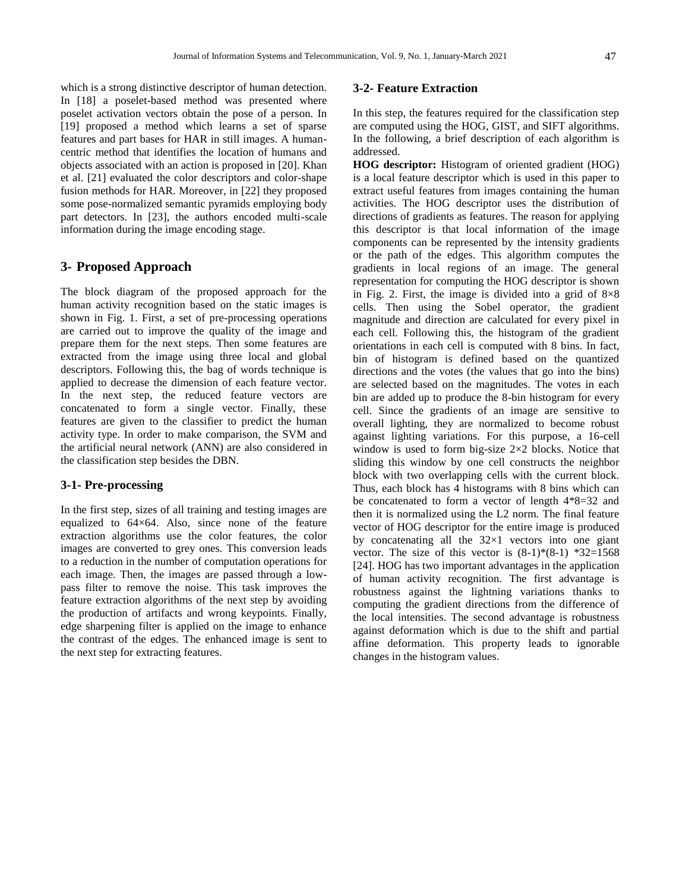which is a strong distinctive descriptor of human detection. In [18] a poselet-based method was presented where poselet activation vectors obtain the pose of a person. In [19] proposed a method which learns a set of sparse features and part bases for HAR in still images. A human-centric method that identifies the location of humans and objects associated with an action is proposed in [20]. Khan et al. [21] evaluated the color descriptors and color-shape fusion methods for HAR. Moreover, in [22] they proposed some pose-normalized semantic pyramids employing body part detectors. In [23], the authors encoded multi-scale information during the image encoding stage.

## 3- Proposed Approach

The block diagram of the proposed approach for the human activity recognition based on the static images is shown in Fig. 1. First, a set of pre-processing operations are carried out to improve the quality of the image and prepare them for the next steps. Then some features are extracted from the image using three local and global descriptors. Following this, the bag of words technique is applied to decrease the dimension of each feature vector. In the next step, the reduced feature vectors are concatenated to form a single vector. Finally, these features are given to the classifier to predict the human activity type. In order to make comparison, the SVM and the artificial neural network (ANN) are also considered in the classification step besides the DBN.

### 3-1- Pre-processing

In the first step, sizes of all training and testing images are equalized to 64×64. Also, since none of the feature extraction algorithms use the color features, the color images are converted to grey ones. This conversion leads to a reduction in the number of computation operations for each image. Then, the images are passed through a low-pass filter to remove the noise. This task improves the feature extraction algorithms of the next step by avoiding the production of artifacts and wrong keypoints. Finally, edge sharpening filter is applied on the image to enhance the contrast of the edges. The enhanced image is sent to the next step for extracting features.

### 3-2- Feature Extraction

In this step, the features required for the classification step are computed using the HOG, GIST, and SIFT algorithms. In the following, a brief description of each algorithm is addressed.

**HOG descriptor:** Histogram of oriented gradient (HOG) is a local feature descriptor which is used in this paper to extract useful features from images containing the human activities. The HOG descriptor uses the distribution of directions of gradients as features. The reason for applying this descriptor is that local information of the image components can be represented by the intensity gradients or the path of the edges. This algorithm computes the gradients in local regions of an image. The general representation for computing the HOG descriptor is shown in Fig. 2. First, the image is divided into a grid of 8×8 cells. Then using the Sobel operator, the gradient magnitude and direction are calculated for every pixel in each cell. Following this, the histogram of the gradient orientations in each cell is computed with 8 bins. In fact, bin of histogram is defined based on the quantized directions and the votes (the values that go into the bins) are selected based on the magnitudes. The votes in each bin are added up to produce the 8-bin histogram for every cell. Since the gradients of an image are sensitive to overall lighting, they are normalized to become robust against lighting variations. For this purpose, a 16-cell window is used to form big-size 2×2 blocks. Notice that sliding this window by one cell constructs the neighbor block with two overlapping cells with the current block. Thus, each block has 4 histograms with 8 bins which can be concatenated to form a vector of length 4*8=32 and then it is normalized using the L2 norm. The final feature vector of HOG descriptor for the entire image is produced by concatenating all the 32×1 vectors into one giant vector. The size of this vector is (8-1)*(8-1) *32=1568 [24]. HOG has two important advantages in the application of human activity recognition. The first advantage is robustness against the lightning variations thanks to computing the gradient directions from the difference of the local intensities. The second advantage is robustness against deformation which is due to the shift and partial affine deformation. This property leads to ignorable changes in the histogram values.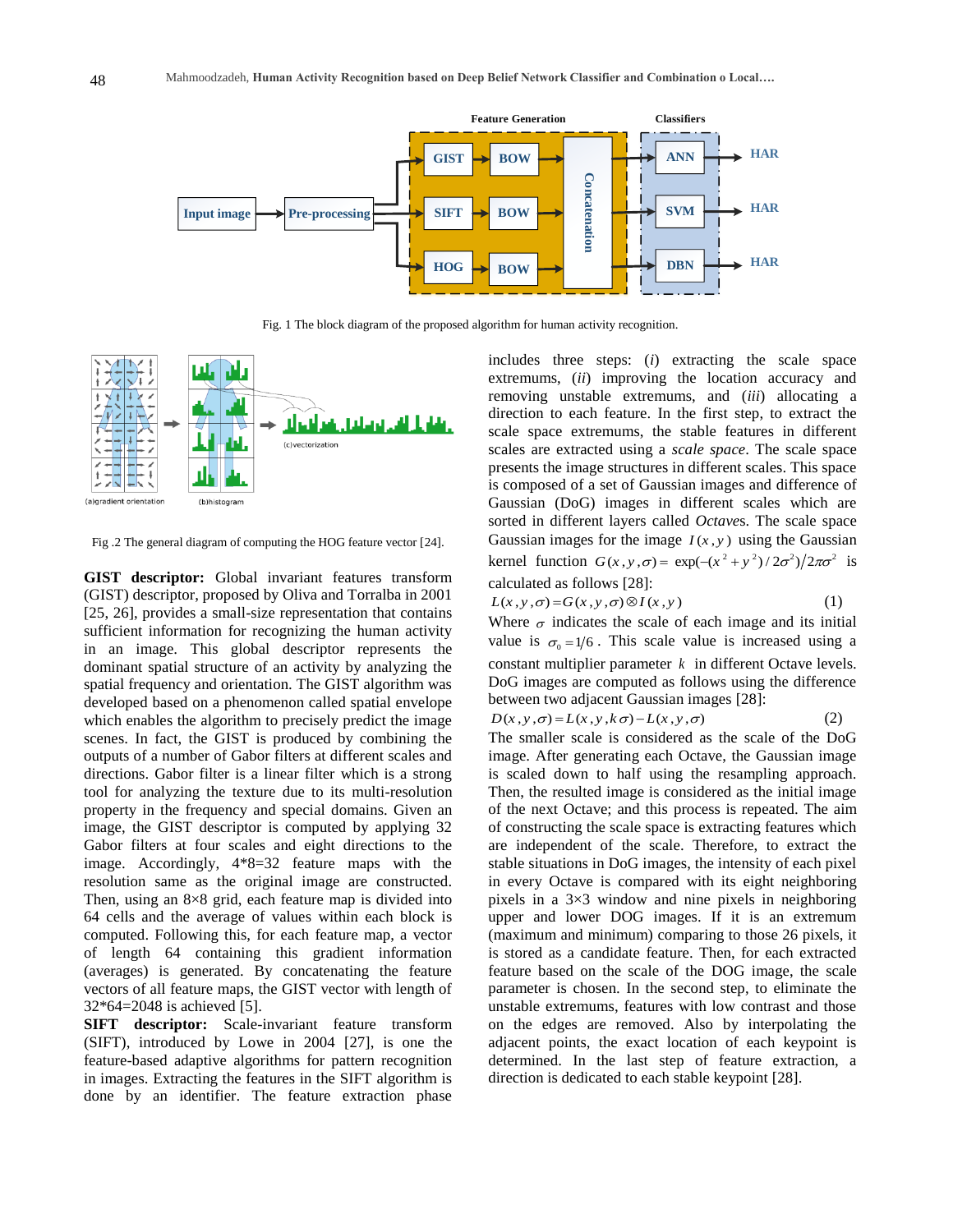Fig. 1 The block diagram of the proposed algorithm for human activity recognition.

Fig .2 The general diagram of computing the HOG feature vector [24].

**GIST descriptor:** Global invariant features transform (GIST) descriptor, proposed by Oliva and Torralba in 2001 [25, 26], provides a small-size representation that contains sufficient information for recognizing the human activity in an image. This global descriptor represents the dominant spatial structure of an activity by analyzing the spatial frequency and orientation. The GIST algorithm was developed based on a phenomenon called spatial envelope which enables the algorithm to precisely predict the image scenes. In fact, the GIST is produced by combining the outputs of a number of Gabor filters at different scales and directions. Gabor filter is a linear filter which is a strong tool for analyzing the texture due to its multi-resolution property in the frequency and special domains. Given an image, the GIST descriptor is computed by applying 32 Gabor filters at four scales and eight directions to the image. Accordingly, 4*8=32 feature maps with the resolution same as the original image are constructed. Then, using an 8×8 grid, each feature map is divided into 64 cells and the average of values within each block is computed. Following this, for each feature map, a vector of length 64 containing this gradient information (averages) is generated. By concatenating the feature vectors of all feature maps, the GIST vector with length of 32*64=2048 is achieved [5].

**SIFT descriptor:** Scale-invariant feature transform (SIFT), introduced by Lowe in 2004 [27], is one the feature-based adaptive algorithms for pattern recognition in images. Extracting the features in the SIFT algorithm is done by an identifier. The feature extraction phase includes three steps: (*i*) extracting the scale space extremums, (*ii*) improving the location accuracy and removing unstable extremums, and (*iii*) allocating a direction to each feature. In the first step, to extract the scale space extremums, the stable features in different scales are extracted using a *scale space*. The scale space presents the image structures in different scales. This space is composed of a set of Gaussian images and difference of Gaussian (DoG) images in different scales which are sorted in different layers called *Octaves*. The scale space Gaussian images for the image $I(x,y)$ using the Gaussian kernel function $G(x,y,\sigma) = \exp(-(x^2+y^2)/2\sigma^2)/2\pi\sigma^2$ is calculated as follows [28]:

$$L(x,y,\sigma) = G(x,y,\sigma) \otimes I(x,y) \tag{1}$$

Where $\sigma$ indicates the scale of each image and its initial value is $\sigma_0 = 1/6$. This scale value is increased using a constant multiplier parameter $k$ in different Octave levels. DoG images are computed as follows using the difference between two adjacent Gaussian images [28]:

$$D(x,y,\sigma) = L(x,y,k\sigma) - L(x,y,\sigma) \tag{2}$$

The smaller scale is considered as the scale of the DoG image. After generating each Octave, the Gaussian image is scaled down to half using the resampling approach. Then, the resulted image is considered as the initial image of the next Octave; and this process is repeated. The aim of constructing the scale space is extracting features which are independent of the scale. Therefore, to extract the stable situations in DoG images, the intensity of each pixel in every Octave is compared with its eight neighboring pixels in a 3×3 window and nine pixels in neighboring upper and lower DOG images. If it is an extremum (maximum and minimum) comparing to those 26 pixels, it is stored as a candidate feature. Then, for each extracted feature based on the scale of the DOG image, the scale parameter is chosen. In the second step, to eliminate the unstable extremums, features with low contrast and those on the edges are removed. Also by interpolating the adjacent points, the exact location of each keypoint is determined. In the last step of feature extraction, a direction is dedicated to each stable keypoint [28].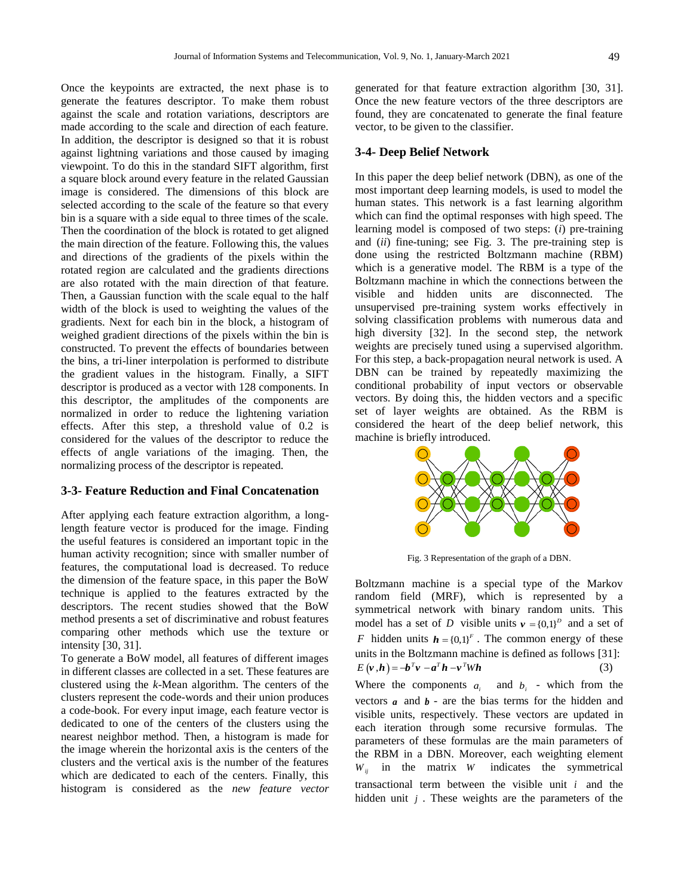Once the keypoints are extracted, the next phase is to generate the features descriptor. To make them robust against the scale and rotation variations, descriptors are made according to the scale and direction of each feature. In addition, the descriptor is designed so that it is robust against lightning variations and those caused by imaging viewpoint. To do this in the standard SIFT algorithm, first a square block around every feature in the related Gaussian image is considered. The dimensions of this block are selected according to the scale of the feature so that every bin is a square with a side equal to three times of the scale. Then the coordination of the block is rotated to get aligned the main direction of the feature. Following this, the values and directions of the gradients of the pixels within the rotated region are calculated and the gradients directions are also rotated with the main direction of that feature. Then, a Gaussian function with the scale equal to the half width of the block is used to weighting the values of the gradients. Next for each bin in the block, a histogram of weighed gradient directions of the pixels within the bin is constructed. To prevent the effects of boundaries between the bins, a tri-liner interpolation is performed to distribute the gradient values in the histogram. Finally, a SIFT descriptor is produced as a vector with 128 components. In this descriptor, the amplitudes of the components are normalized in order to reduce the lightening variation effects. After this step, a threshold value of 0.2 is considered for the values of the descriptor to reduce the effects of angle variations of the imaging. Then, the normalizing process of the descriptor is repeated.

## 3-3- Feature Reduction and Final Concatenation

After applying each feature extraction algorithm, a long-length feature vector is produced for the image. Finding the useful features is considered an important topic in the human activity recognition; since with smaller number of features, the computational load is decreased. To reduce the dimension of the feature space, in this paper the BoW technique is applied to the features extracted by the descriptors. The recent studies showed that the BoW method presents a set of discriminative and robust features comparing other methods which use the texture or intensity [30, 31].

To generate a BoW model, all features of different images in different classes are collected in a set. These features are clustered using the *k*-Mean algorithm. The centers of the clusters represent the code-words and their union produces a code-book. For every input image, each feature vector is dedicated to one of the centers of the clusters using the nearest neighbor method. Then, a histogram is made for the image wherein the horizontal axis is the centers of the clusters and the vertical axis is the number of the features which are dedicated to each of the centers. Finally, this histogram is considered as the *new feature vector* generated for that feature extraction algorithm [30, 31]. Once the new feature vectors of the three descriptors are found, they are concatenated to generate the final feature vector, to be given to the classifier.

## 3-4- Deep Belief Network

In this paper the deep belief network (DBN), as one of the most important deep learning models, is used to model the human states. This network is a fast learning algorithm which can find the optimal responses with high speed. The learning model is composed of two steps: (*i*) pre-training and (*ii*) fine-tuning; see Fig. 3. The pre-training step is done using the restricted Boltzmann machine (RBM) which is a generative model. The RBM is a type of the Boltzmann machine in which the connections between the visible and hidden units are disconnected. The unsupervised pre-training system works effectively in solving classification problems with numerous data and high diversity [32]. In the second step, the network weights are precisely tuned using a supervised algorithm. For this step, a back-propagation neural network is used. A DBN can be trained by repeatedly maximizing the conditional probability of input vectors or observable vectors. By doing this, the hidden vectors and a specific set of layer weights are obtained. As the RBM is considered the heart of the deep belief network, this machine is briefly introduced.

Fig. 3 Representation of the graph of a DBN.

Boltzmann machine is a special type of the Markov random field (MRF), which is represented by a symmetrical network with binary random units. This model has a set of $D$ visible units $\boldsymbol{v} = \{0,1\}^D$ and a set of $F$ hidden units $\boldsymbol{h} = \{0,1\}^F$. The common energy of these units in the Boltzmann machine is defined as follows [31]:

$$E(\boldsymbol{v},\boldsymbol{h}) = -\boldsymbol{b}^T\boldsymbol{v} - \boldsymbol{a}^T\boldsymbol{h} - \boldsymbol{v}^T W\boldsymbol{h} \tag{3}$$

Where the components $a_i$ and $b_i$ - which from the vectors $\boldsymbol{a}$ and $\boldsymbol{b}$ - are the bias terms for the hidden and visible units, respectively. These vectors are updated in each iteration through some recursive formulas. The parameters of these formulas are the main parameters of the RBM in a DBN. Moreover, each weighting element $W_{ij}$ in the matrix $W$ indicates the symmetrical transactional term between the visible unit $i$ and the hidden unit $j$. These weights are the parameters of the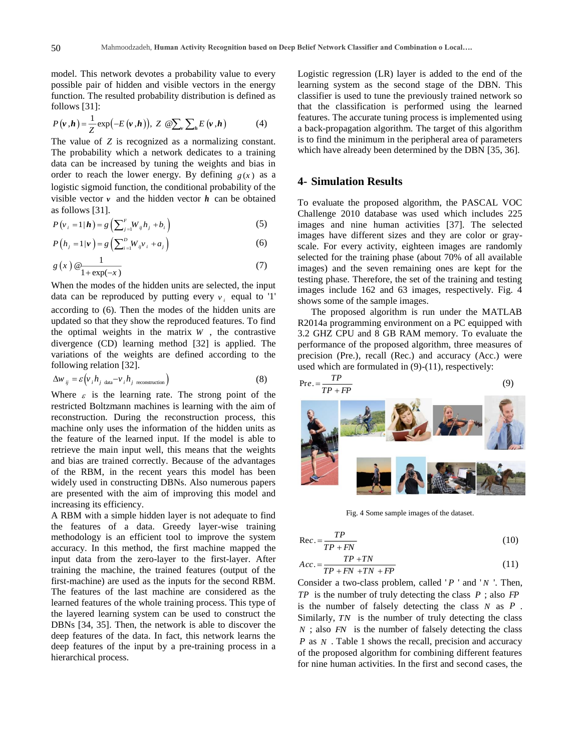model. This network devotes a probability value to every possible pair of hidden and visible vectors in the energy function. The resulted probability distribution is defined as follows [31]:

$$P(\boldsymbol{v},\boldsymbol{h}) = \frac{1}{Z}\exp\left(-E(\boldsymbol{v},\boldsymbol{h})\right),\ Z \triangleq \sum_{v}\sum_{h} E(\boldsymbol{v},\boldsymbol{h}) \tag{4}$$

The value of $Z$ is recognized as a normalizing constant. The probability which a network dedicates to a training data can be increased by tuning the weights and bias in order to reach the lower energy. By defining $g(x)$ as a logistic sigmoid function, the conditional probability of the visible vector $\boldsymbol{v}$ and the hidden vector $\boldsymbol{h}$ can be obtained as follows [31].

$$P(v_i = 1|\boldsymbol{h}) = g\left(\sum_{j=1}^{F} W_{ij} h_j + b_i\right) \tag{5}$$

$$P(h_j = 1|\boldsymbol{v}) = g\left(\sum_{i=1}^{D} W_{ij} v_i + a_j\right) \tag{6}$$

$$g(x) \triangleq \frac{1}{1+\exp(-x)} \tag{7}$$

When the modes of the hidden units are selected, the input data can be reproduced by putting every $v_i$ equal to '1' according to (6). Then the modes of the hidden units are updated so that they show the reproduced features. To find the optimal weights in the matrix $W$, the contrastive divergence (CD) learning method [32] is applied. The variations of the weights are defined according to the following relation [32].

$$\Delta w_{ij} = \varepsilon\left(v_i h_{j\ \text{data}} - v_i h_{j\ \text{reconstruction}}\right) \tag{8}$$

Where $\varepsilon$ is the learning rate. The strong point of the restricted Boltzmann machines is learning with the aim of reconstruction. During the reconstruction process, this machine only uses the information of the hidden units as the feature of the learned input. If the model is able to retrieve the main input well, this means that the weights and bias are trained correctly. Because of the advantages of the RBM, in the recent years this model has been widely used in constructing DBNs. Also numerous papers are presented with the aim of improving this model and increasing its efficiency.

A RBM with a simple hidden layer is not adequate to find the features of a data. Greedy layer-wise training methodology is an efficient tool to improve the system accuracy. In this method, the first machine mapped the input data from the zero-layer to the first-layer. After training the machine, the trained features (output of the first-machine) are used as the inputs for the second RBM. The features of the last machine are considered as the learned features of the whole training process. This type of the layered learning system can be used to construct the DBNs [34, 35]. Then, the network is able to discover the deep features of the data. In fact, this network learns the deep features of the input by a pre-training process in a hierarchical process.

Logistic regression (LR) layer is added to the end of the learning system as the second stage of the DBN. This classifier is used to tune the previously trained network so that the classification is performed using the learned features. The accurate tuning process is implemented using a back-propagation algorithm. The target of this algorithm is to find the minimum in the peripheral area of parameters which have already been determined by the DBN [35, 36].

## 4- Simulation Results

To evaluate the proposed algorithm, the PASCAL VOC Challenge 2010 database was used which includes 225 images and nine human activities [37]. The selected images have different sizes and they are color or gray-scale. For every activity, eighteen images are randomly selected for the training phase (about 70% of all available images) and the seven remaining ones are kept for the testing phase. Therefore, the set of the training and testing images include 162 and 63 images, respectively. Fig. 4 shows some of the sample images.

The proposed algorithm is run under the MATLAB R2014a programming environment on a PC equipped with 3.2 GHZ CPU and 8 GB RAM memory. To evaluate the performance of the proposed algorithm, three measures of precision (Pre.), recall (Rec.) and accuracy (Acc.) were used which are formulated in (9)-(11), respectively:

$$\text{Pre.} = \frac{TP}{TP+FP} \tag{9}$$

Fig. 4 Some sample images of the dataset.

$$\text{Rec.} = \frac{TP}{TP+FN} \tag{10}$$

$$Acc. = \frac{TP+TN}{TP+FN+TN+FP} \tag{11}$$

Consider a two-class problem, called '$P$' and '$N$'. Then, $TP$ is the number of truly detecting the class $P$; also $FP$ is the number of falsely detecting the class $N$ as $P$. Similarly, $TN$ is the number of truly detecting the class $N$; also $FN$ is the number of falsely detecting the class $P$ as $N$. Table 1 shows the recall, precision and accuracy of the proposed algorithm for combining different features for nine human activities. In the first and second cases, the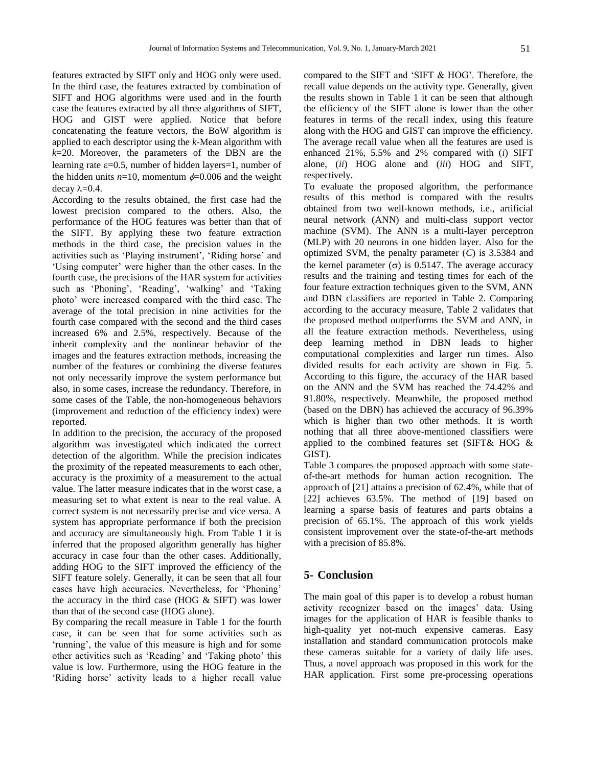features extracted by SIFT only and HOG only were used. In the third case, the features extracted by combination of SIFT and HOG algorithms were used and in the fourth case the features extracted by all three algorithms of SIFT, HOG and GIST were applied. Notice that before concatenating the feature vectors, the BoW algorithm is applied to each descriptor using the *k*-Mean algorithm with *k*=20. Moreover, the parameters of the DBN are the learning rate $\varepsilon$=0.5, number of hidden layers=1, number of the hidden units *n*=10, momentum $\phi$=0.006 and the weight decay $\lambda$=0.4.

According to the results obtained, the first case had the lowest precision compared to the others. Also, the performance of the HOG features was better than that of the SIFT. By applying these two feature extraction methods in the third case, the precision values in the activities such as 'Playing instrument', 'Riding horse' and 'Using computer' were higher than the other cases. In the fourth case, the precisions of the HAR system for activities such as 'Phoning', 'Reading', 'walking' and 'Taking photo' were increased compared with the third case. The average of the total precision in nine activities for the fourth case compared with the second and the third cases increased 6% and 2.5%, respectively. Because of the inherit complexity and the nonlinear behavior of the images and the features extraction methods, increasing the number of the features or combining the diverse features not only necessarily improve the system performance but also, in some cases, increase the redundancy. Therefore, in some cases of the Table, the non-homogeneous behaviors (improvement and reduction of the efficiency index) were reported.

In addition to the precision, the accuracy of the proposed algorithm was investigated which indicated the correct detection of the algorithm. While the precision indicates the proximity of the repeated measurements to each other, accuracy is the proximity of a measurement to the actual value. The latter measure indicates that in the worst case, a measuring set to what extent is near to the real value. A correct system is not necessarily precise and vice versa. A system has appropriate performance if both the precision and accuracy are simultaneously high. From Table 1 it is inferred that the proposed algorithm generally has higher accuracy in case four than the other cases. Additionally, adding HOG to the SIFT improved the efficiency of the SIFT feature solely. Generally, it can be seen that all four cases have high accuracies. Nevertheless, for 'Phoning' the accuracy in the third case (HOG & SIFT) was lower than that of the second case (HOG alone).

By comparing the recall measure in Table 1 for the fourth case, it can be seen that for some activities such as 'running', the value of this measure is high and for some other activities such as 'Reading' and 'Taking photo' this value is low. Furthermore, using the HOG feature in the 'Riding horse' activity leads to a higher recall value compared to the SIFT and 'SIFT & HOG'. Therefore, the recall value depends on the activity type. Generally, given the results shown in Table 1 it can be seen that although the efficiency of the SIFT alone is lower than the other features in terms of the recall index, using this feature along with the HOG and GIST can improve the efficiency. The average recall value when all the features are used is enhanced 21%, 5.5% and 2% compared with (*i*) SIFT alone, (*ii*) HOG alone and (*iii*) HOG and SIFT, respectively.

To evaluate the proposed algorithm, the performance results of this method is compared with the results obtained from two well-known methods, i.e., artificial neural network (ANN) and multi-class support vector machine (SVM). The ANN is a multi-layer perceptron (MLP) with 20 neurons in one hidden layer. Also for the optimized SVM, the penalty parameter (*C*) is 3.5384 and the kernel parameter ($\sigma$) is 0.5147. The average accuracy results and the training and testing times for each of the four feature extraction techniques given to the SVM, ANN and DBN classifiers are reported in Table 2. Comparing according to the accuracy measure, Table 2 validates that the proposed method outperforms the SVM and ANN, in all the feature extraction methods. Nevertheless, using deep learning method in DBN leads to higher computational complexities and larger run times. Also divided results for each activity are shown in Fig. 5. According to this figure, the accuracy of the HAR based on the ANN and the SVM has reached the 74.42% and 91.80%, respectively. Meanwhile, the proposed method (based on the DBN) has achieved the accuracy of 96.39% which is higher than two other methods. It is worth nothing that all three above-mentioned classifiers were applied to the combined features set (SIFT& HOG & GIST).

Table 3 compares the proposed approach with some state-of-the-art methods for human action recognition. The approach of [21] attains a precision of 62.4%, while that of [22] achieves 63.5%. The method of [19] based on learning a sparse basis of features and parts obtains a precision of 65.1%. The approach of this work yields consistent improvement over the state-of-the-art methods with a precision of 85.8%.

## 5- Conclusion

The main goal of this paper is to develop a robust human activity recognizer based on the images' data. Using images for the application of HAR is feasible thanks to high-quality yet not-much expensive cameras. Easy installation and standard communication protocols make these cameras suitable for a variety of daily life uses. Thus, a novel approach was proposed in this work for the HAR application. First some pre-processing operations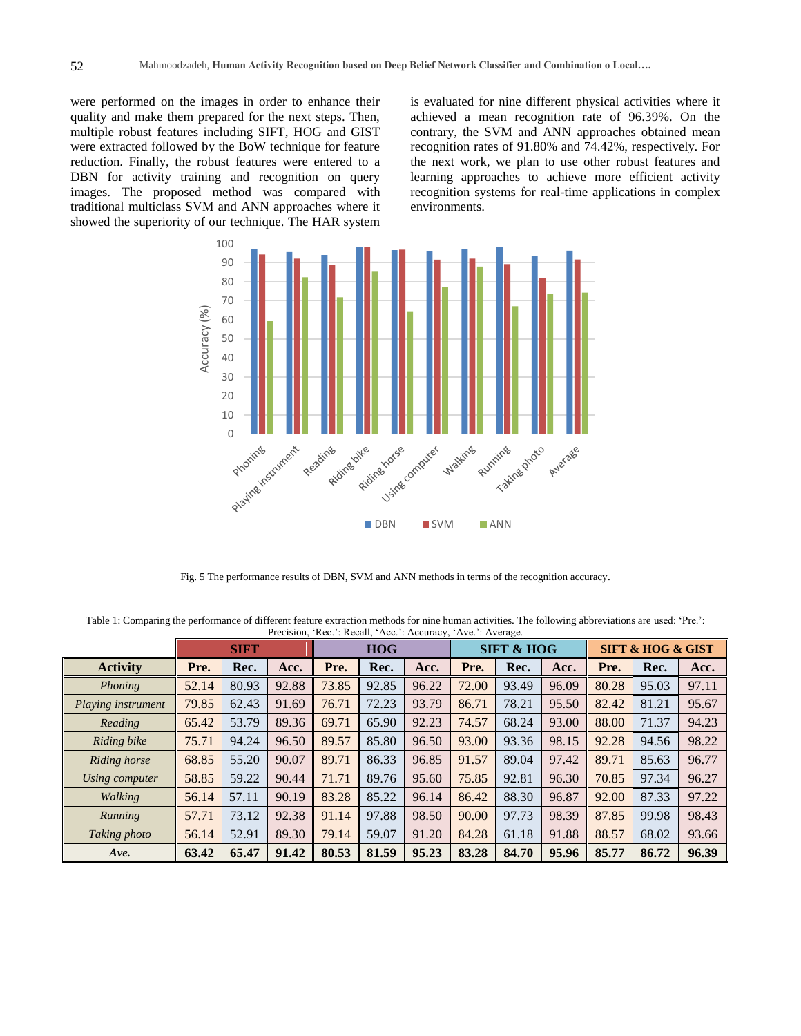were performed on the images in order to enhance their quality and make them prepared for the next steps. Then, multiple robust features including SIFT, HOG and GIST were extracted followed by the BoW technique for feature reduction. Finally, the robust features were entered to a DBN for activity training and recognition on query images. The proposed method was compared with traditional multiclass SVM and ANN approaches where it showed the superiority of our technique. The HAR system is evaluated for nine different physical activities where it achieved a mean recognition rate of 96.39%. On the contrary, the SVM and ANN approaches obtained mean recognition rates of 91.80% and 74.42%, respectively. For the next work, we plan to use other robust features and learning approaches to achieve more efficient activity recognition systems for real-time applications in complex environments.

Fig. 5 The performance results of DBN, SVM and ANN methods in terms of the recognition accuracy.

Table 1: Comparing the performance of different feature extraction methods for nine human activities. The following abbreviations are used: 'Pre.': Precision, 'Rec.': Recall, 'Acc.': Accuracy, 'Ave.': Average.

| | SIFT | | | HOG | | | SIFT & HOG | | | SIFT & HOG & GIST | | |
|---|---|---|---|---|---|---|---|---|---|---|---|---|
| **Activity** | **Pre.** | **Rec.** | **Acc.** | **Pre.** | **Rec.** | **Acc.** | **Pre.** | **Rec.** | **Acc.** | **Pre.** | **Rec.** | **Acc.** |
| *Phoning* | 52.14 | 80.93 | 92.88 | 73.85 | 92.85 | 96.22 | 72.00 | 93.49 | 96.09 | 80.28 | 95.03 | 97.11 |
| *Playing instrument* | 79.85 | 62.43 | 91.69 | 76.71 | 72.23 | 93.79 | 86.71 | 78.21 | 95.50 | 82.42 | 81.21 | 95.67 |
| *Reading* | 65.42 | 53.79 | 89.36 | 69.71 | 65.90 | 92.23 | 74.57 | 68.24 | 93.00 | 88.00 | 71.37 | 94.23 |
| *Riding bike* | 75.71 | 94.24 | 96.50 | 89.57 | 85.80 | 96.50 | 93.00 | 93.36 | 98.15 | 92.28 | 94.56 | 98.22 |
| *Riding horse* | 68.85 | 55.20 | 90.07 | 89.71 | 86.33 | 96.85 | 91.57 | 89.04 | 97.42 | 89.71 | 85.63 | 96.77 |
| *Using computer* | 58.85 | 59.22 | 90.44 | 71.71 | 89.76 | 95.60 | 75.85 | 92.81 | 96.30 | 70.85 | 97.34 | 96.27 |
| *Walking* | 56.14 | 57.11 | 90.19 | 83.28 | 85.22 | 96.14 | 86.42 | 88.30 | 96.87 | 92.00 | 87.33 | 97.22 |
| *Running* | 57.71 | 73.12 | 92.38 | 91.14 | 97.88 | 98.50 | 90.00 | 97.73 | 98.39 | 87.85 | 99.98 | 98.43 |
| *Taking photo* | 56.14 | 52.91 | 89.30 | 79.14 | 59.07 | 91.20 | 84.28 | 61.18 | 91.88 | 88.57 | 68.02 | 93.66 |
| ***Ave.*** | **63.42** | **65.47** | **91.42** | **80.53** | **81.59** | **95.23** | **83.28** | **84.70** | **95.96** | **85.77** | **86.72** | **96.39** |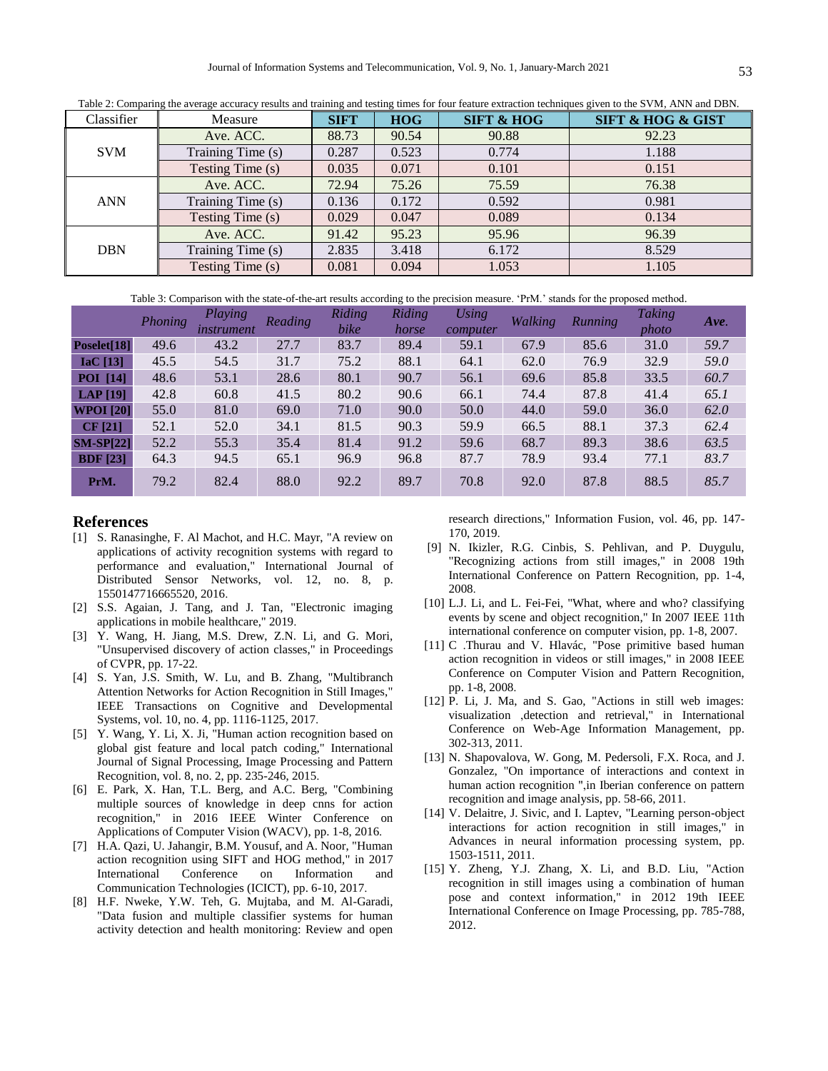Table 2: Comparing the average accuracy results and training and testing times for four feature extraction techniques given to the SVM, ANN and DBN.

| Classifier | Measure | **SIFT** | **HOG** | **SIFT & HOG** | **SIFT & HOG & GIST** |
|---|---|---|---|---|---|
| SVM | Ave. ACC. | 88.73 | 90.54 | 90.88 | 92.23 |
| | Training Time (s) | 0.287 | 0.523 | 0.774 | 1.188 |
| | Testing Time (s) | 0.035 | 0.071 | 0.101 | 0.151 |
| ANN | Ave. ACC. | 72.94 | 75.26 | 75.59 | 76.38 |
| | Training Time (s) | 0.136 | 0.172 | 0.592 | 0.981 |
| | Testing Time (s) | 0.029 | 0.047 | 0.089 | 0.134 |
| DBN | Ave. ACC. | 91.42 | 95.23 | 95.96 | 96.39 |
| | Training Time (s) | 2.835 | 3.418 | 6.172 | 8.529 |
| | Testing Time (s) | 0.081 | 0.094 | 1.053 | 1.105 |

Table 3: Comparison with the state-of-the-art results according to the precision measure. 'PrM.' stands for the proposed method.

| | *Phoning* | *Playing instrument* | *Reading* | *Riding bike* | *Riding horse* | *Using computer* | *Walking* | *Running* | *Taking photo* | ***Ave.*** |
|---|---|---|---|---|---|---|---|---|---|---|
| **Poselet[18]** | 49.6 | 43.2 | 27.7 | 83.7 | 89.4 | 59.1 | 67.9 | 85.6 | 31.0 | *59.7* |
| **IaC [13]** | 45.5 | 54.5 | 31.7 | 75.2 | 88.1 | 64.1 | 62.0 | 76.9 | 32.9 | *59.0* |
| **POI [14]** | 48.6 | 53.1 | 28.6 | 80.1 | 90.7 | 56.1 | 69.6 | 85.8 | 33.5 | *60.7* |
| **LAP [19]** | 42.8 | 60.8 | 41.5 | 80.2 | 90.6 | 66.1 | 74.4 | 87.8 | 41.4 | *65.1* |
| **WPOI [20]** | 55.0 | 81.0 | 69.0 | 71.0 | 90.0 | 50.0 | 44.0 | 59.0 | 36.0 | *62.0* |
| **CF [21]** | 52.1 | 52.0 | 34.1 | 81.5 | 90.3 | 59.9 | 66.5 | 88.1 | 37.3 | *62.4* |
| **SM-SP[22]** | 52.2 | 55.3 | 35.4 | 81.4 | 91.2 | 59.6 | 68.7 | 89.3 | 38.6 | *63.5* |
| **BDF [23]** | 64.3 | 94.5 | 65.1 | 96.9 | 96.8 | 87.7 | 78.9 | 93.4 | 77.1 | *83.7* |
| **PrM.** | 79.2 | 82.4 | 88.0 | 92.2 | 89.7 | 70.8 | 92.0 | 87.8 | 88.5 | *85.7* |

## References

[1] S. Ranasinghe, F. Al Machot, and H.C. Mayr, "A review on applications of activity recognition systems with regard to performance and evaluation," International Journal of Distributed Sensor Networks, vol. 12, no. 8, p. 1550147716665520, 2016.

[2] S.S. Agaian, J. Tang, and J. Tan, "Electronic imaging applications in mobile healthcare," 2019.

[3] Y. Wang, H. Jiang, M.S. Drew, Z.N. Li, and G. Mori, "Unsupervised discovery of action classes," in Proceedings of CVPR, pp. 17-22.

[4] S. Yan, J.S. Smith, W. Lu, and B. Zhang, "Multibranch Attention Networks for Action Recognition in Still Images," IEEE Transactions on Cognitive and Developmental Systems, vol. 10, no. 4, pp. 1116-1125, 2017.

[5] Y. Wang, Y. Li, X. Ji, "Human action recognition based on global gist feature and local patch coding," International Journal of Signal Processing, Image Processing and Pattern Recognition, vol. 8, no. 2, pp. 235-246, 2015.

[6] E. Park, X. Han, T.L. Berg, and A.C. Berg, "Combining multiple sources of knowledge in deep cnns for action recognition," in 2016 IEEE Winter Conference on Applications of Computer Vision (WACV), pp. 1-8, 2016.

[7] H.A. Qazi, U. Jahangir, B.M. Yousuf, and A. Noor, "Human action recognition using SIFT and HOG method," in 2017 International Conference on Information and Communication Technologies (ICICT), pp. 6-10, 2017.

[8] H.F. Nweke, Y.W. Teh, G. Mujtaba, and M. Al-Garadi, "Data fusion and multiple classifier systems for human activity detection and health monitoring: Review and open research directions," Information Fusion, vol. 46, pp. 147-170, 2019.

[9] N. Ikizler, R.G. Cinbis, S. Pehlivan, and P. Duygulu, "Recognizing actions from still images," in 2008 19th International Conference on Pattern Recognition, pp. 1-4, 2008.

[10] L.J. Li, and L. Fei-Fei, "What, where and who? classifying events by scene and object recognition," In 2007 IEEE 11th international conference on computer vision, pp. 1-8, 2007.

[11] C .Thurau and V. Hlavác, "Pose primitive based human action recognition in videos or still images," in 2008 IEEE Conference on Computer Vision and Pattern Recognition, pp. 1-8, 2008.

[12] P. Li, J. Ma, and S. Gao, "Actions in still web images: visualization ,detection and retrieval," in International Conference on Web-Age Information Management, pp. 302-313, 2011.

[13] N. Shapovalova, W. Gong, M. Pedersoli, F.X. Roca, and J. Gonzalez, "On importance of interactions and context in human action recognition ",in Iberian conference on pattern recognition and image analysis, pp. 58-66, 2011.

[14] V. Delaitre, J. Sivic, and I. Laptev, "Learning person-object interactions for action recognition in still images," in Advances in neural information processing system, pp. 1503-1511, 2011.

[15] Y. Zheng, Y.J. Zhang, X. Li, and B.D. Liu, "Action recognition in still images using a combination of human pose and context information," in 2012 19th IEEE International Conference on Image Processing, pp. 785-788, 2012.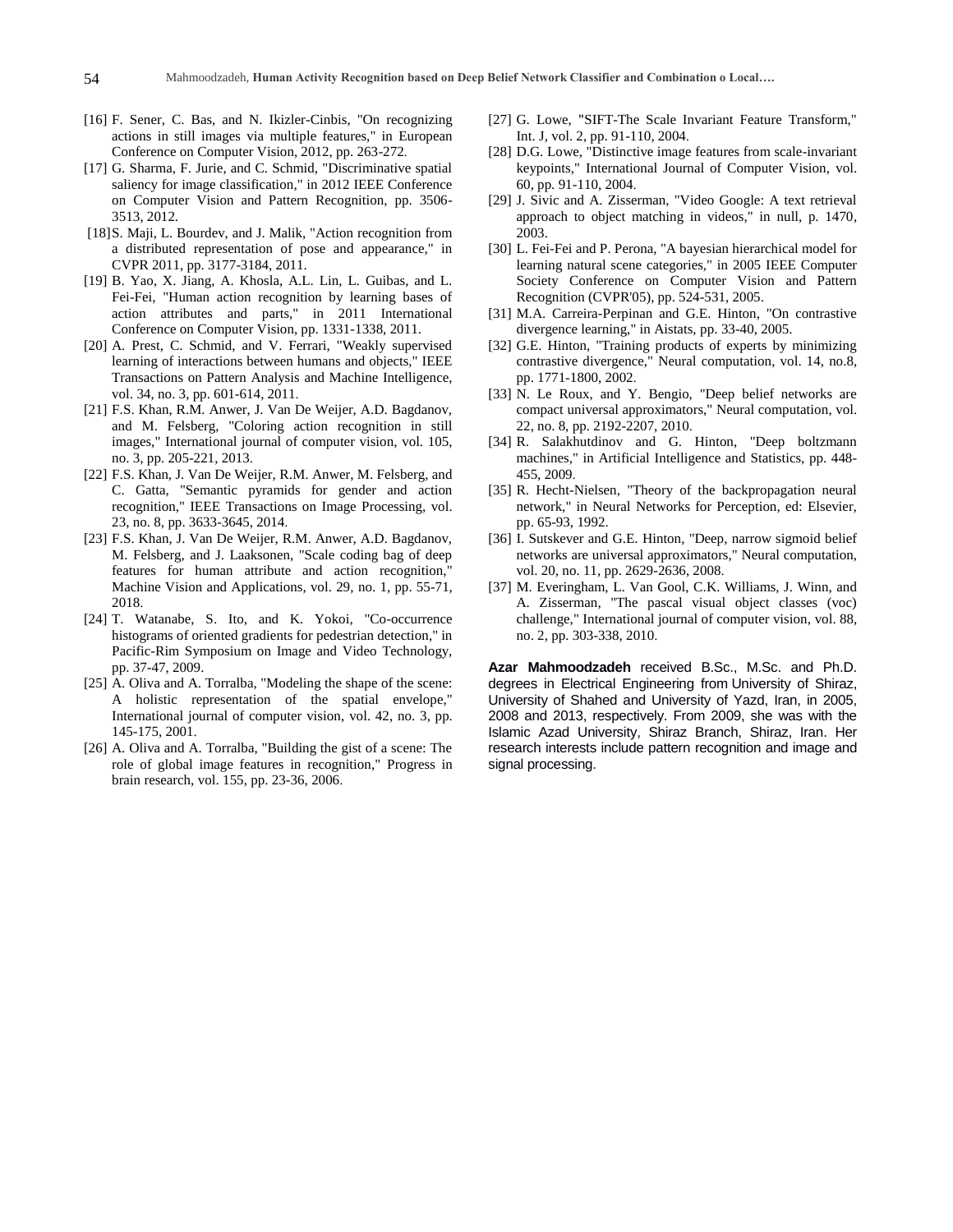[16] F. Sener, C. Bas, and N. Ikizler-Cinbis, "On recognizing actions in still images via multiple features," in European Conference on Computer Vision, 2012, pp. 263-272.

[17] G. Sharma, F. Jurie, and C. Schmid, "Discriminative spatial saliency for image classification," in 2012 IEEE Conference on Computer Vision and Pattern Recognition, pp. 3506-3513, 2012.

[18] S. Maji, L. Bourdev, and J. Malik, "Action recognition from a distributed representation of pose and appearance," in CVPR 2011, pp. 3177-3184, 2011.

[19] B. Yao, X. Jiang, A. Khosla, A.L. Lin, L. Guibas, and L. Fei-Fei, "Human action recognition by learning bases of action attributes and parts," in 2011 International Conference on Computer Vision, pp. 1331-1338, 2011.

[20] A. Prest, C. Schmid, and V. Ferrari, "Weakly supervised learning of interactions between humans and objects," IEEE Transactions on Pattern Analysis and Machine Intelligence, vol. 34, no. 3, pp. 601-614, 2011.

[21] F.S. Khan, R.M. Anwer, J. Van De Weijer, A.D. Bagdanov, and M. Felsberg, "Coloring action recognition in still images," International journal of computer vision, vol. 105, no. 3, pp. 205-221, 2013.

[22] F.S. Khan, J. Van De Weijer, R.M. Anwer, M. Felsberg, and C. Gatta, "Semantic pyramids for gender and action recognition," IEEE Transactions on Image Processing, vol. 23, no. 8, pp. 3633-3645, 2014.

[23] F.S. Khan, J. Van De Weijer, R.M. Anwer, A.D. Bagdanov, M. Felsberg, and J. Laaksonen, "Scale coding bag of deep features for human attribute and action recognition," Machine Vision and Applications, vol. 29, no. 1, pp. 55-71, 2018.

[24] T. Watanabe, S. Ito, and K. Yokoi, "Co-occurrence histograms of oriented gradients for pedestrian detection," in Pacific-Rim Symposium on Image and Video Technology, pp. 37-47, 2009.

[25] A. Oliva and A. Torralba, "Modeling the shape of the scene: A holistic representation of the spatial envelope," International journal of computer vision, vol. 42, no. 3, pp. 145-175, 2001.

[26] A. Oliva and A. Torralba, "Building the gist of a scene: The role of global image features in recognition," Progress in brain research, vol. 155, pp. 23-36, 2006.

[27] G. Lowe, "SIFT-The Scale Invariant Feature Transform," Int. J, vol. 2, pp. 91-110, 2004.

[28] D.G. Lowe, "Distinctive image features from scale-invariant keypoints," International Journal of Computer Vision, vol. 60, pp. 91-110, 2004.

[29] J. Sivic and A. Zisserman, "Video Google: A text retrieval approach to object matching in videos," in null, p. 1470, 2003.

[30] L. Fei-Fei and P. Perona, "A bayesian hierarchical model for learning natural scene categories," in 2005 IEEE Computer Society Conference on Computer Vision and Pattern Recognition (CVPR'05), pp. 524-531, 2005.

[31] M.A. Carreira-Perpinan and G.E. Hinton, "On contrastive divergence learning," in Aistats, pp. 33-40, 2005.

[32] G.E. Hinton, "Training products of experts by minimizing contrastive divergence," Neural computation, vol. 14, no.8, pp. 1771-1800, 2002.

[33] N. Le Roux, and Y. Bengio, "Deep belief networks are compact universal approximators," Neural computation, vol. 22, no. 8, pp. 2192-2207, 2010.

[34] R. Salakhutdinov and G. Hinton, "Deep boltzmann machines," in Artificial Intelligence and Statistics, pp. 448-455, 2009.

[35] R. Hecht-Nielsen, "Theory of the backpropagation neural network," in Neural Networks for Perception, ed: Elsevier, pp. 65-93, 1992.

[36] I. Sutskever and G.E. Hinton, "Deep, narrow sigmoid belief networks are universal approximators," Neural computation, vol. 20, no. 11, pp. 2629-2636, 2008.

[37] M. Everingham, L. Van Gool, C.K. Williams, J. Winn, and A. Zisserman, "The pascal visual object classes (voc) challenge," International journal of computer vision, vol. 88, no. 2, pp. 303-338, 2010.

**Azar Mahmoodzadeh** received B.Sc., M.Sc. and Ph.D. degrees in Electrical Engineering from University of Shiraz, University of Shahed and University of Yazd, Iran, in 2005, 2008 and 2013, respectively. From 2009, she was with the Islamic Azad University, Shiraz Branch, Shiraz, Iran. Her research interests include pattern recognition and image and signal processing.